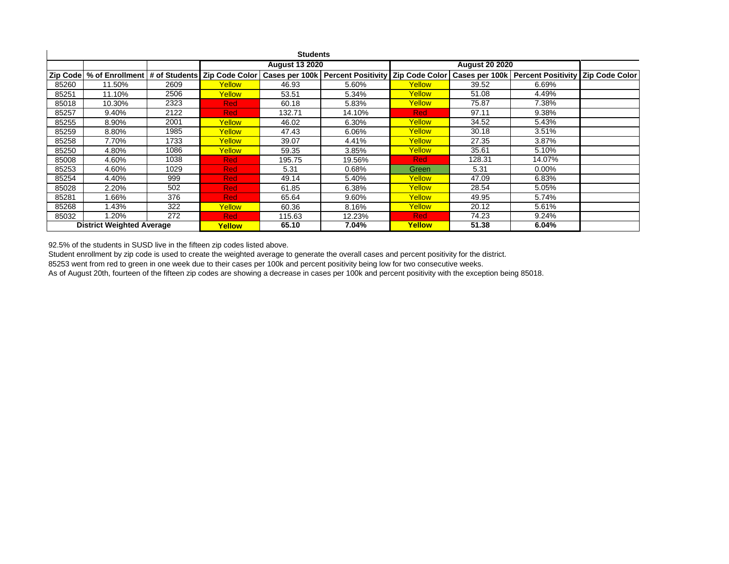## Students

| Zip Code | % of Enrollment | # of Students | August 13 2020 | | | August 20 2020 | | | |
|---|---|---|---|---|---|---|---|---|---|
| | | | Zip Code Color | Cases per 100k | Percent Positivity | Zip Code Color | Cases per 100k | Percent Positivity | Zip Code Color |
| 85260 | 11.50% | 2609 | Yellow | 46.93 | 5.60% | Yellow | 39.52 | 6.69% | |
| 85251 | 11.10% | 2506 | Yellow | 53.51 | 5.34% | Yellow | 51.08 | 4.49% | |
| 85018 | 10.30% | 2323 | Red | 60.18 | 5.83% | Yellow | 75.87 | 7.38% | |
| 85257 | 9.40% | 2122 | Red | 132.71 | 14.10% | Red | 97.11 | 9.38% | |
| 85255 | 8.90% | 2001 | Yellow | 46.02 | 6.30% | Yellow | 34.52 | 5.43% | |
| 85259 | 8.80% | 1985 | Yellow | 47.43 | 6.06% | Yellow | 30.18 | 3.51% | |
| 85258 | 7.70% | 1733 | Yellow | 39.07 | 4.41% | Yellow | 27.35 | 3.87% | |
| 85250 | 4.80% | 1086 | Yellow | 59.35 | 3.85% | Yellow | 35.61 | 5.10% | |
| 85008 | 4.60% | 1038 | Red | 195.75 | 19.56% | Red | 128.31 | 14.07% | |
| 85253 | 4.60% | 1029 | Red | 5.31 | 0.68% | Green | 5.31 | 0.00% | |
| 85254 | 4.40% | 999 | Red | 49.14 | 5.40% | Yellow | 47.09 | 6.83% | |
| 85028 | 2.20% | 502 | Red | 61.85 | 6.38% | Yellow | 28.54 | 5.05% | |
| 85281 | 1.66% | 376 | Red | 65.64 | 9.60% | Yellow | 49.95 | 5.74% | |
| 85268 | 1.43% | 322 | Yellow | 60.36 | 8.16% | Yellow | 20.12 | 5.61% | |
| 85032 | 1.20% | 272 | Red | 115.63 | 12.23% | Red | 74.23 | 9.24% | |
| **District Weighted Average** | | | **Yellow** | **65.10** | **7.04%** | **Yellow** | **51.38** | **6.04%** | |

92.5% of the students in SUSD live in the fifteen zip codes listed above.

Student enrollment by zip code is used to create the weighted average to generate the overall cases and percent positivity for the district.

85253 went from red to green in one week due to their cases per 100k and percent positivity being low for two consecutive weeks.

As of August 20th, fourteen of the fifteen zip codes are showing a decrease in cases per 100k and percent positivity with the exception being 85018.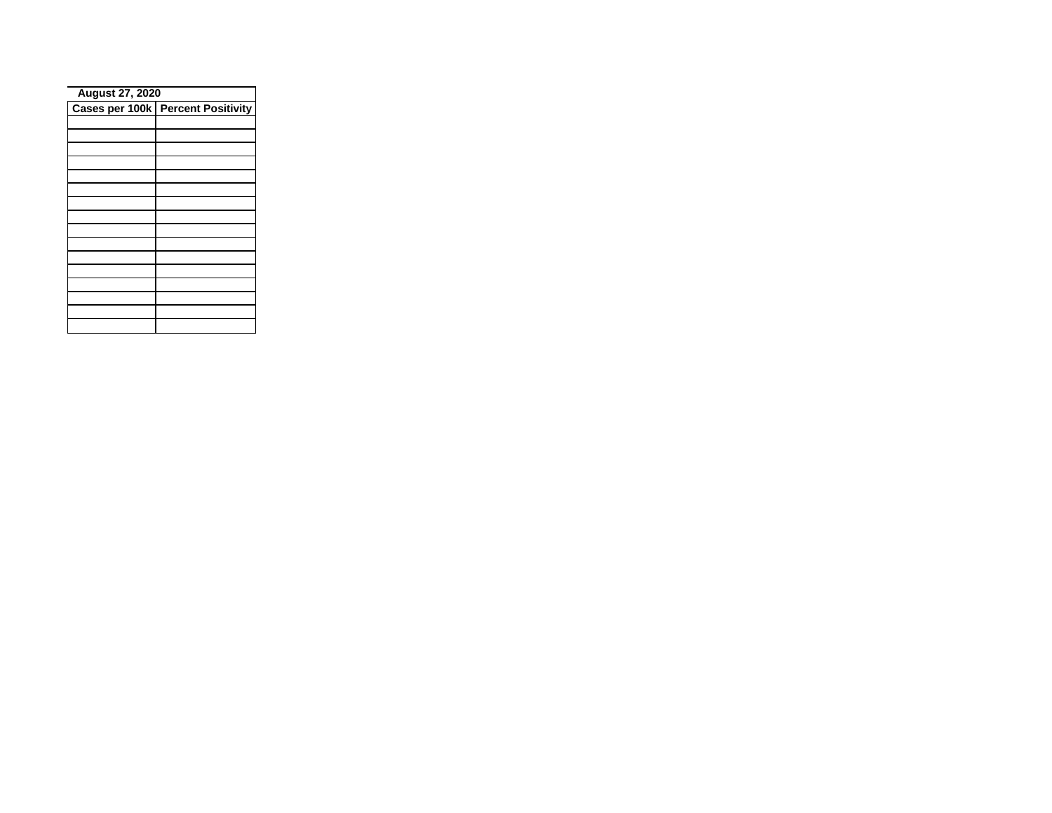| August 27, 2020 | |
|---|---|
| Cases per 100k | Percent Positivity |
| | |
| | |
| | |
| | |
| | |
| | |
| | |
| | |
| | |
| | |
| | |
| | |
| | |
| | |
| | |
| | |